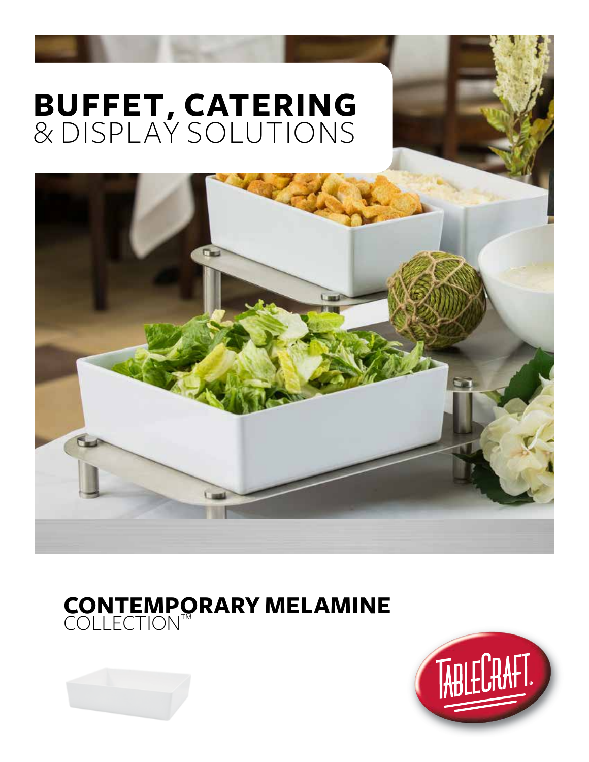# BUFFET, CATERING
& DISPLAY SOLUTIONS

## CONTEMPORARY MELAMINE
COLLECTION™

TABLECRAFT®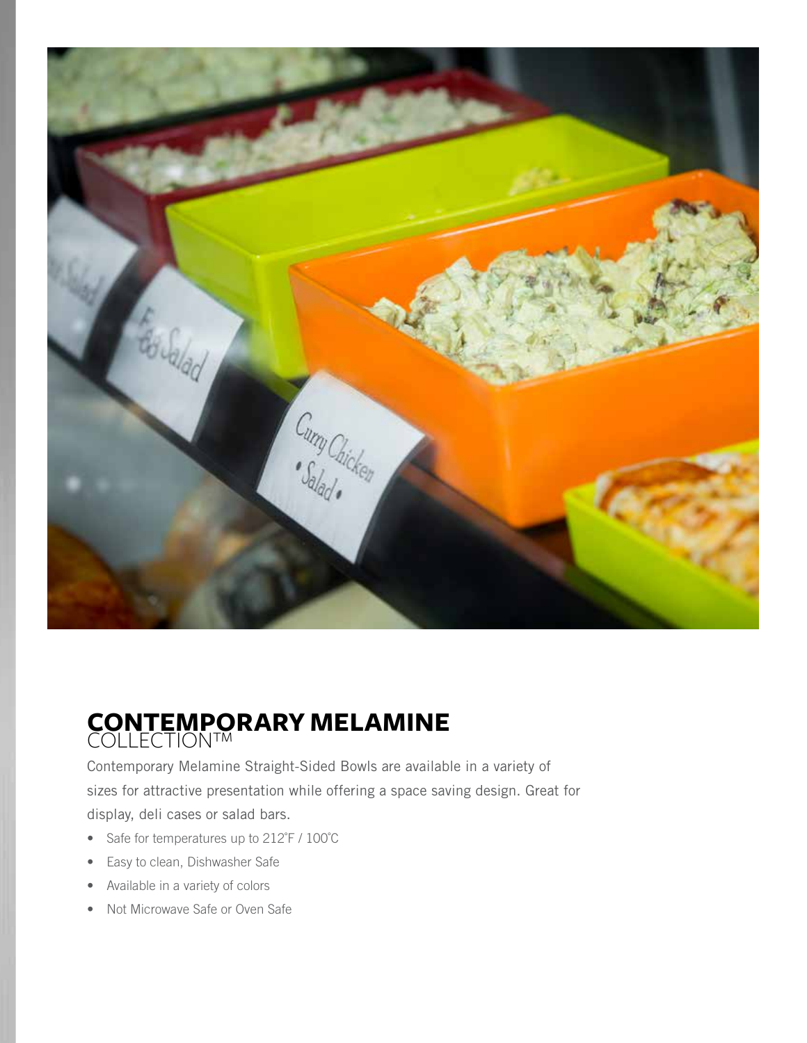# CONTEMPORARY MELAMINE COLLECTION™

Contemporary Melamine Straight-Sided Bowls are available in a variety of sizes for attractive presentation while offering a space saving design. Great for display, deli cases or salad bars.

- Safe for temperatures up to 212˚F / 100˚C
- Easy to clean, Dishwasher Safe
- Available in a variety of colors
- Not Microwave Safe or Oven Safe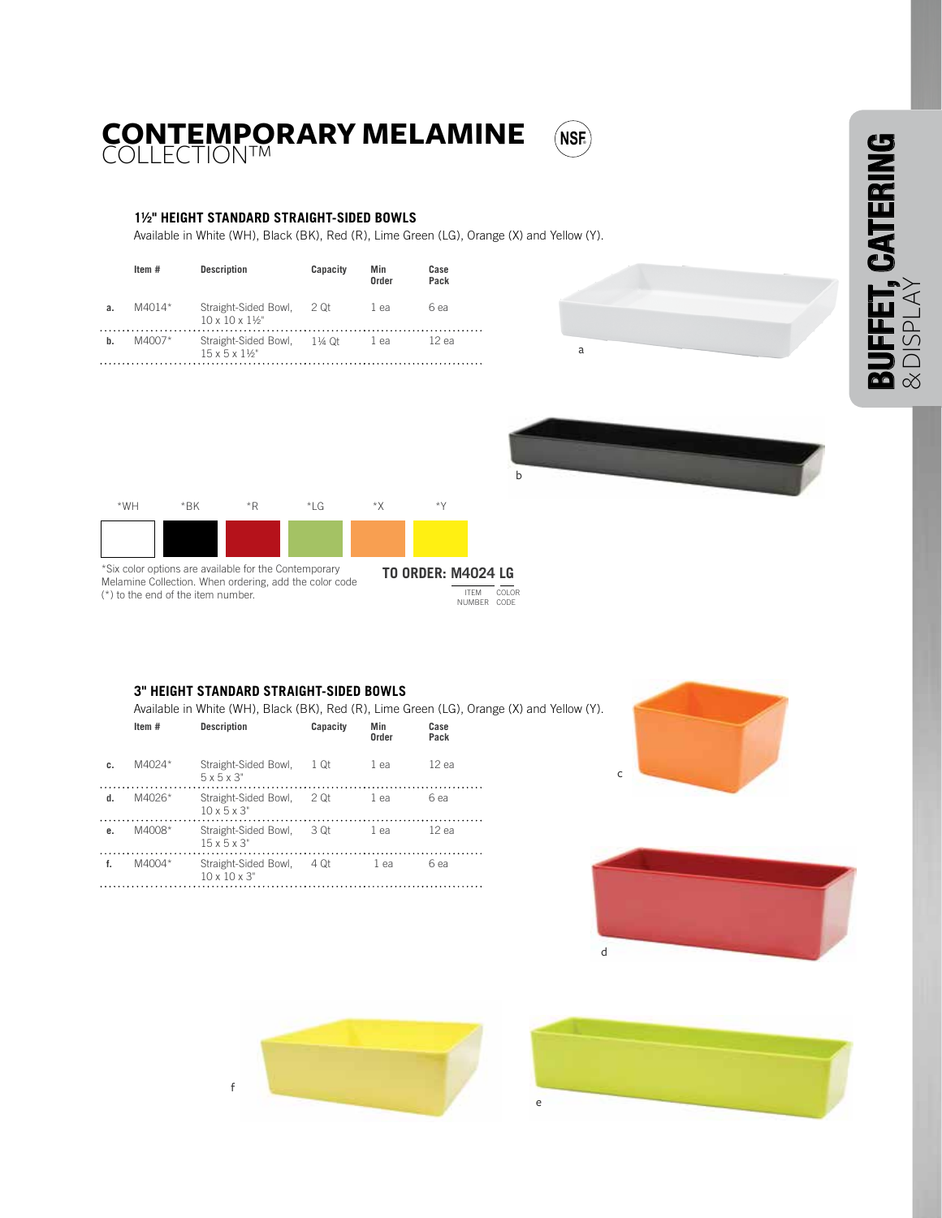# CONTEMPORARY MELAMINE COLLECTION™

NSF

BUFFET, CATERING & DISPLAY

### 1½" HEIGHT STANDARD STRAIGHT-SIDED BOWLS

Available in White (WH), Black (BK), Red (R), Lime Green (LG), Orange (X) and Yellow (Y).

| | Item # | Description | Capacity | Min Order | Case Pack |
|---|---|---|---|---|---|
| a. | M4014* | Straight-Sided Bowl, 10 x 10 x 1½" | 2 Qt | 1 ea | 6 ea |
| b. | M4007* | Straight-Sided Bowl, 15 x 5 x 1½" | 1¼ Qt | 1 ea | 12 ea |

a

b

*WH *BK *R *LG *X *Y

*Six color options are available for the Contemporary Melamine Collection. When ordering, add the color code (*) to the end of the item number.

**TO ORDER: M4024 LG**
ITEM NUMBER — COLOR CODE

### 3" HEIGHT STANDARD STRAIGHT-SIDED BOWLS

Available in White (WH), Black (BK), Red (R), Lime Green (LG), Orange (X) and Yellow (Y).

| | Item # | Description | Capacity | Min Order | Case Pack |
|---|---|---|---|---|---|
| c. | M4024* | Straight-Sided Bowl, 5 x 5 x 3" | 1 Qt | 1 ea | 12 ea |
| d. | M4026* | Straight-Sided Bowl, 10 x 5 x 3" | 2 Qt | 1 ea | 6 ea |
| e. | M4008* | Straight-Sided Bowl, 15 x 5 x 3" | 3 Qt | 1 ea | 12 ea |
| f. | M4004* | Straight-Sided Bowl, 10 x 10 x 3" | 4 Qt | 1 ea | 6 ea |

c

d

f

e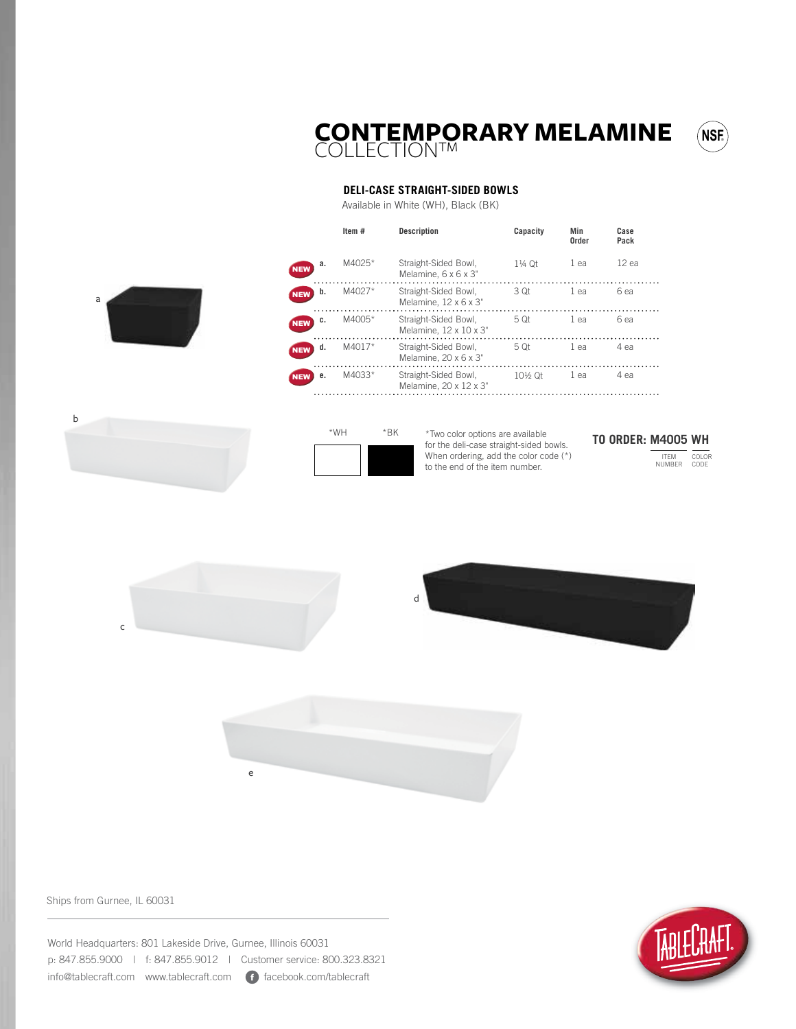# CONTEMPORARY MELAMINE COLLECTION™

NSF

## DELI-CASE STRAIGHT-SIDED BOWLS

Available in White (WH), Black (BK)

| | | Item # | Description | Capacity | Min Order | Case Pack |
|---|---|---|---|---|---|---|
| NEW | a. | M4025* | Straight-Sided Bowl, Melamine, 6 x 6 x 3" | 1¼ Qt | 1 ea | 12 ea |
| NEW | b. | M4027* | Straight-Sided Bowl, Melamine, 12 x 6 x 3" | 3 Qt | 1 ea | 6 ea |
| NEW | c. | M4005* | Straight-Sided Bowl, Melamine, 12 x 10 x 3" | 5 Qt | 1 ea | 6 ea |
| NEW | d. | M4017* | Straight-Sided Bowl, Melamine, 20 x 6 x 3" | 5 Qt | 1 ea | 4 ea |
| NEW | e. | M4033* | Straight-Sided Bowl, Melamine, 20 x 12 x 3" | 10½ Qt | 1 ea | 4 ea |

*WH *BK

*Two color options are available for the deli-case straight-sided bowls. When ordering, add the color code (*) to the end of the item number.

**TO ORDER: M4005 WH**

ITEM NUMBER COLOR CODE

a

b

c

d

e

Ships from Gurnee, IL 60031

World Headquarters: 801 Lakeside Drive, Gurnee, Illinois 60031
p: 847.855.9000 | f: 847.855.9012 | Customer service: 800.323.8321
info@tablecraft.com www.tablecraft.com facebook.com/tablecraft

TABLECRAFT